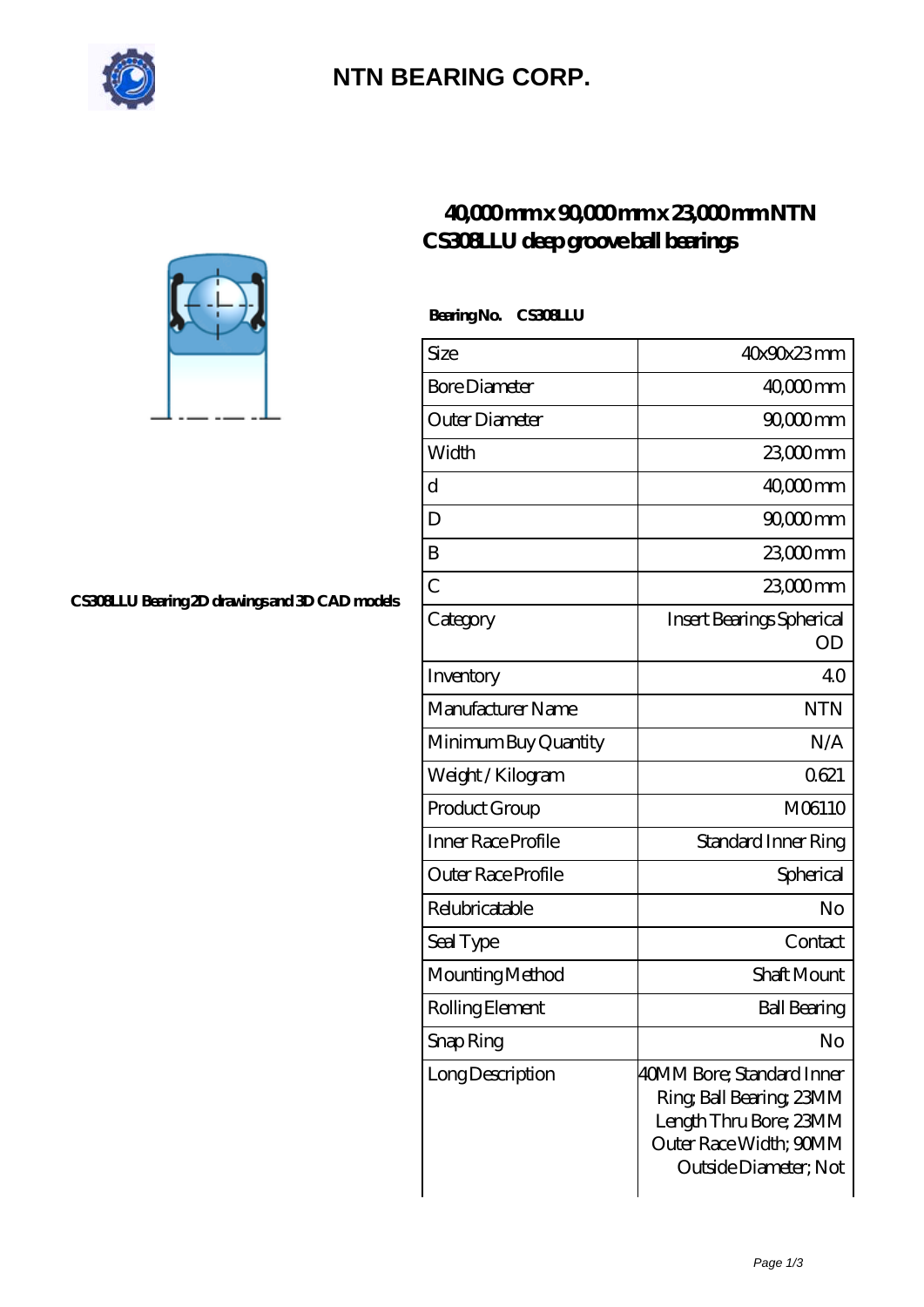# NTN BEARING CORP.

## 40,000 mm x 90,000 mm x 23,000 mm NTN CS308LLU deep groove ball bearings

CS308LLU Bearing 2D drawings and 3D CAD models

**Bearing No.** **CS308LLU**

| | |
|---|---|
| Size | 40x90x23 mm |
| Bore Diameter | 40,000 mm |
| Outer Diameter | 90,000 mm |
| Width | 23,000 mm |
| d | 40,000 mm |
| D | 90,000 mm |
| B | 23,000 mm |
| C | 23,000 mm |
| Category | Insert Bearings Spherical OD |
| Inventory | 4.0 |
| Manufacturer Name | NTN |
| Minimum Buy Quantity | N/A |
| Weight / Kilogram | 0.621 |
| Product Group | M06110 |
| Inner Race Profile | Standard Inner Ring |
| Outer Race Profile | Spherical |
| Relubricatable | No |
| Seal Type | Contact |
| Mounting Method | Shaft Mount |
| Rolling Element | Ball Bearing |
| Snap Ring | No |
| Long Description | 40MM Bore; Standard Inner Ring; Ball Bearing; 23MM Length Thru Bore; 23MM Outer Race Width; 90MM Outside Diameter; Not |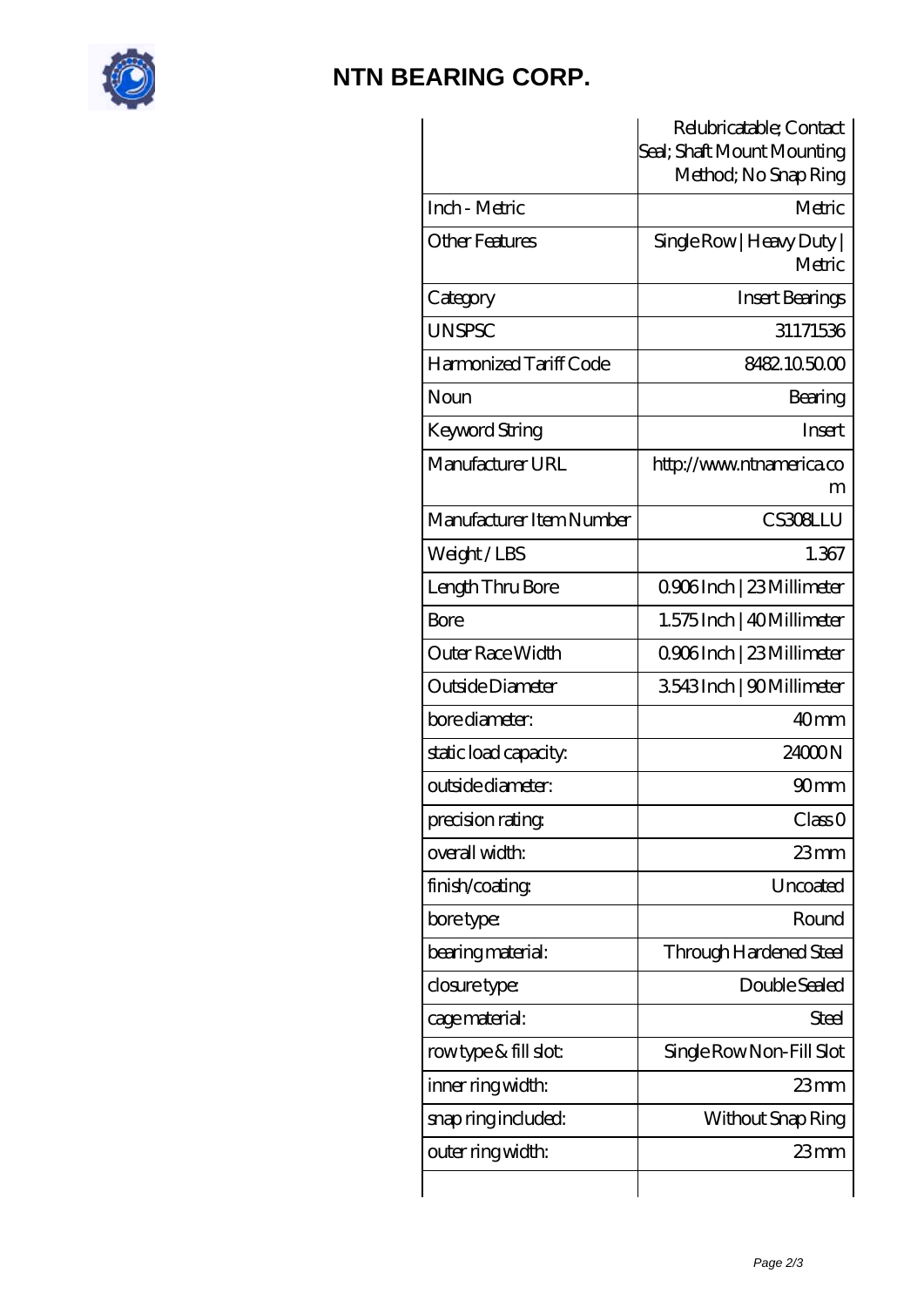# NTN BEARING CORP.

| | |
|---|---|
| | Relubricatable; Contact Seal; Shaft Mount Mounting Method; No Snap Ring |
| Inch - Metric | Metric |
| Other Features | Single Row \| Heavy Duty \| Metric |
| Category | Insert Bearings |
| UNSPSC | 31171536 |
| Harmonized Tariff Code | 8482.10.50.00 |
| Noun | Bearing |
| Keyword String | Insert |
| Manufacturer URL | http://www.ntnamerica.com |
| Manufacturer Item Number | CS308LLU |
| Weight / LBS | 1.367 |
| Length Thru Bore | 0.906 Inch \| 23 Millimeter |
| Bore | 1.575 Inch \| 40 Millimeter |
| Outer Race Width | 0.906 Inch \| 23 Millimeter |
| Outside Diameter | 3.543 Inch \| 90 Millimeter |
| bore diameter: | 40 mm |
| static load capacity: | 24000 N |
| outside diameter: | 90 mm |
| precision rating: | Class 0 |
| overall width: | 23 mm |
| finish/coating: | Uncoated |
| bore type: | Round |
| bearing material: | Through Hardened Steel |
| closure type: | Double Sealed |
| cage material: | Steel |
| row type & fill slot: | Single Row Non-Fill Slot |
| inner ring width: | 23 mm |
| snap ring included: | Without Snap Ring |
| outer ring width: | 23 mm |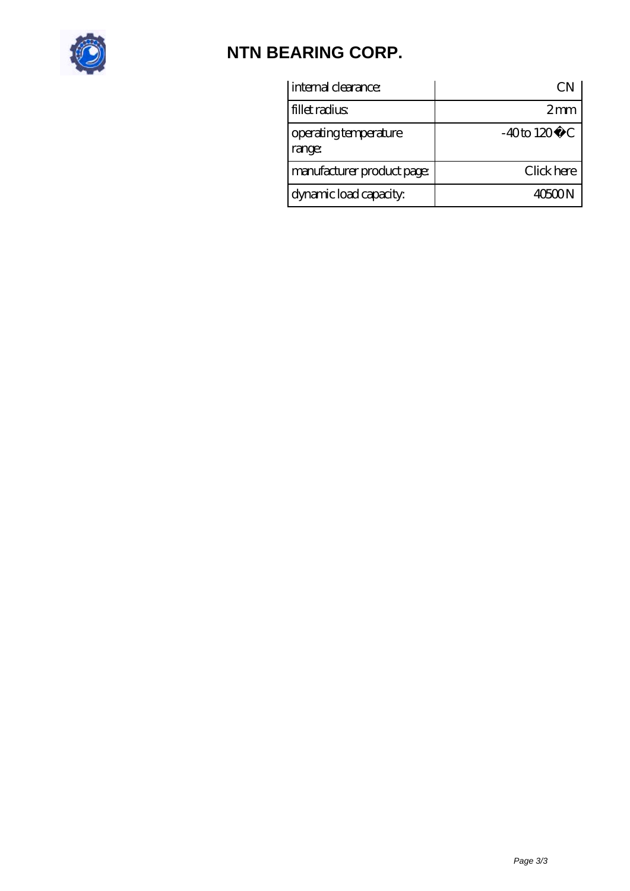| | |
|---|---|
| internal clearance: | CN |
| fillet radius: | 2 mm |
| operating temperature range: | -40 to 120 �C |
| manufacturer product page: | Click here |
| dynamic load capacity: | 40500 N |